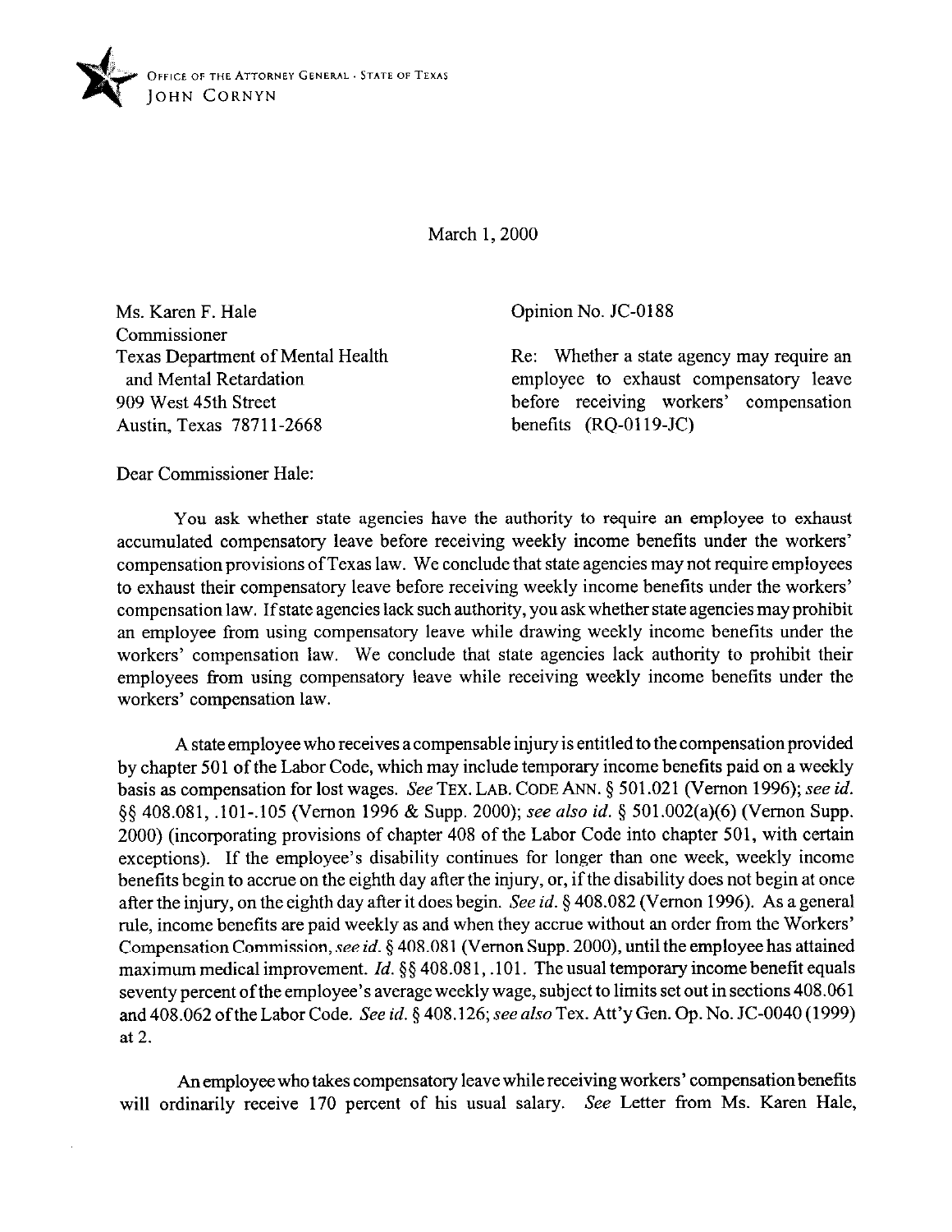OFFICE OF THE ATTORNEY GENERAL · STATE OF TEXAS
JOHN CORNYN

March 1, 2000

Ms. Karen F. Hale
Commissioner
Texas Department of Mental Health
and Mental Retardation
909 West 45th Street
Austin, Texas 78711-2668

Opinion No. JC-0188

Re: Whether a state agency may require an employee to exhaust compensatory leave before receiving workers' compensation benefits (RQ-0119-JC)

Dear Commissioner Hale:

You ask whether state agencies have the authority to require an employee to exhaust accumulated compensatory leave before receiving weekly income benefits under the workers' compensation provisions of Texas law. We conclude that state agencies may not require employees to exhaust their compensatory leave before receiving weekly income benefits under the workers' compensation law. If state agencies lack such authority, you ask whether state agencies may prohibit an employee from using compensatory leave while drawing weekly income benefits under the workers' compensation law. We conclude that state agencies lack authority to prohibit their employees from using compensatory leave while receiving weekly income benefits under the workers' compensation law.

A state employee who receives a compensable injury is entitled to the compensation provided by chapter 501 of the Labor Code, which may include temporary income benefits paid on a weekly basis as compensation for lost wages. *See* TEX. LAB. CODE ANN. § 501.021 (Vernon 1996); *see id.* §§ 408.081, .101-.105 (Vernon 1996 & Supp. 2000); *see also id.* § 501.002(a)(6) (Vernon Supp. 2000) (incorporating provisions of chapter 408 of the Labor Code into chapter 501, with certain exceptions). If the employee's disability continues for longer than one week, weekly income benefits begin to accrue on the eighth day after the injury, or, if the disability does not begin at once after the injury, on the eighth day after it does begin. *See id.* § 408.082 (Vernon 1996). As a general rule, income benefits are paid weekly as and when they accrue without an order from the Workers' Compensation Commission, *see id.* § 408.081 (Vernon Supp. 2000), until the employee has attained maximum medical improvement. *Id.* §§ 408.081, .101. The usual temporary income benefit equals seventy percent of the employee's average weekly wage, subject to limits set out in sections 408.061 and 408.062 of the Labor Code. *See id.* § 408.126; *see also* Tex. Att'y Gen. Op. No. JC-0040 (1999) at 2.

An employee who takes compensatory leave while receiving workers' compensation benefits will ordinarily receive 170 percent of his usual salary. *See* Letter from Ms. Karen Hale,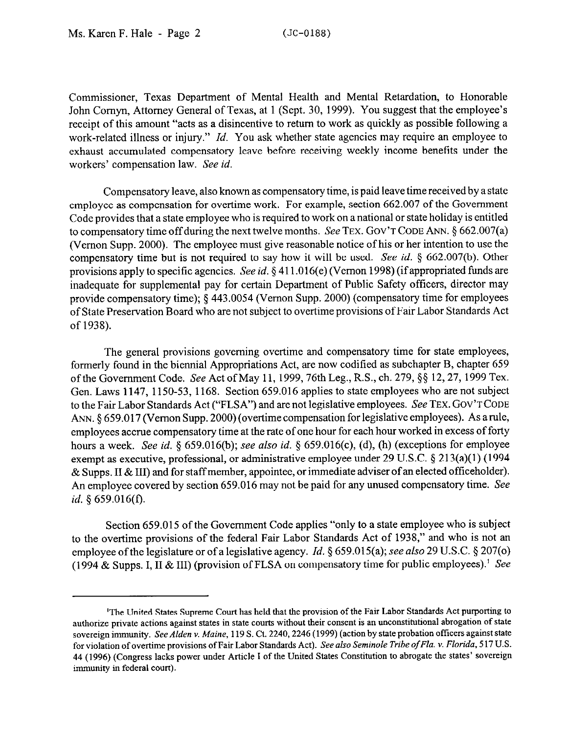Commissioner, Texas Department of Mental Health and Mental Retardation, to Honorable John Cornyn, Attorney General of Texas, at 1 (Sept. 30, 1999). You suggest that the employee's receipt of this amount "acts as a disincentive to return to work as quickly as possible following a work-related illness or injury." *Id.* You ask whether state agencies may require an employee to exhaust accumulated compensatory leave before receiving weekly income benefits under the workers' compensation law. *See id.*

Compensatory leave, also known as compensatory time, is paid leave time received by a state employee as compensation for overtime work. For example, section 662.007 of the Government Code provides that a state employee who is required to work on a national or state holiday is entitled to compensatory time off during the next twelve months. *See* TEX. GOV'T CODE ANN. § 662.007(a) (Vernon Supp. 2000). The employee must give reasonable notice of his or her intention to use the compensatory time but is not required to say how it will be used. *See id.* § 662.007(b). Other provisions apply to specific agencies. *See id.* § 411.016(e) (Vernon 1998) (if appropriated funds are inadequate for supplemental pay for certain Department of Public Safety officers, director may provide compensatory time); § 443.0054 (Vernon Supp. 2000) (compensatory time for employees of State Preservation Board who are not subject to overtime provisions of Fair Labor Standards Act of 1938).

The general provisions governing overtime and compensatory time for state employees, formerly found in the biennial Appropriations Act, are now codified as subchapter B, chapter 659 of the Government Code. *See* Act of May 11, 1999, 76th Leg., R.S., ch. 279, §§ 12, 27, 1999 Tex. Gen. Laws 1147, 1150-53, 1168. Section 659.016 applies to state employees who are not subject to the Fair Labor Standards Act ("FLSA") and are not legislative employees. *See* TEX. GOV'T CODE ANN. § 659.017 (Vernon Supp. 2000) (overtime compensation for legislative employees). As a rule, employees accrue compensatory time at the rate of one hour for each hour worked in excess of forty hours a week. *See id.* § 659.016(b); *see also id.* § 659.016(c), (d), (h) (exceptions for employee exempt as executive, professional, or administrative employee under 29 U.S.C. § 213(a)(1) (1994 & Supps. II & III) and for staff member, appointee, or immediate adviser of an elected officeholder). An employee covered by section 659.016 may not be paid for any unused compensatory time. *See id.* § 659.016(f).

Section 659.015 of the Government Code applies "only to a state employee who is subject to the overtime provisions of the federal Fair Labor Standards Act of 1938," and who is not an employee of the legislature or of a legislative agency. *Id.* § 659.015(a); *see also* 29 U.S.C. § 207(o) (1994 & Supps. I, II & III) (provision of FLSA on compensatory time for public employees).[1] *See*

---

[1]The United States Supreme Court has held that the provision of the Fair Labor Standards Act purporting to authorize private actions against states in state courts without their consent is an unconstitutional abrogation of state sovereign immunity. *See Alden v. Maine*, 119 S. Ct. 2240, 2246 (1999) (action by state probation officers against state for violation of overtime provisions of Fair Labor Standards Act). *See also Seminole Tribe of Fla. v. Florida*, 517 U.S. 44 (1996) (Congress lacks power under Article I of the United States Constitution to abrogate the states' sovereign immunity in federal court).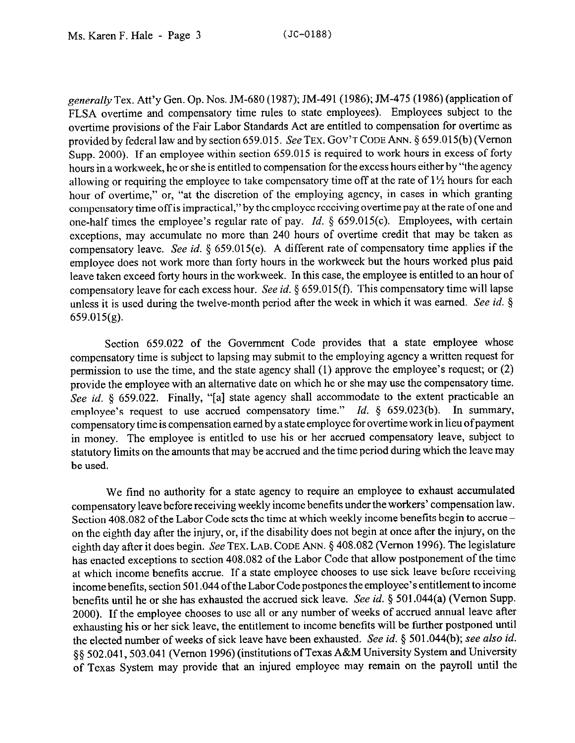*generally* Tex. Att'y Gen. Op. Nos. JM-680 (1987); JM-491 (1986); JM-475 (1986) (application of FLSA overtime and compensatory time rules to state employees). Employees subject to the overtime provisions of the Fair Labor Standards Act are entitled to compensation for overtime as provided by federal law and by section 659.015. *See* TEX. GOV'T CODE ANN. § 659.015(b) (Vernon Supp. 2000). If an employee within section 659.015 is required to work hours in excess of forty hours in a workweek, he or she is entitled to compensation for the excess hours either by "the agency allowing or requiring the employee to take compensatory time off at the rate of 1½ hours for each hour of overtime," or, "at the discretion of the employing agency, in cases in which granting compensatory time off is impractical," by the employee receiving overtime pay at the rate of one and one-half times the employee's regular rate of pay. *Id.* § 659.015(c). Employees, with certain exceptions, may accumulate no more than 240 hours of overtime credit that may be taken as compensatory leave. *See id.* § 659.015(e). A different rate of compensatory time applies if the employee does not work more than forty hours in the workweek but the hours worked plus paid leave taken exceed forty hours in the workweek. In this case, the employee is entitled to an hour of compensatory leave for each excess hour. *See id.* § 659.015(f). This compensatory time will lapse unless it is used during the twelve-month period after the week in which it was earned. *See id.* § 659.015(g).

Section 659.022 of the Government Code provides that a state employee whose compensatory time is subject to lapsing may submit to the employing agency a written request for permission to use the time, and the state agency shall (1) approve the employee's request; or (2) provide the employee with an alternative date on which he or she may use the compensatory time. *See id.* § 659.022. Finally, "[a] state agency shall accommodate to the extent practicable an employee's request to use accrued compensatory time." *Id.* § 659.023(b). In summary, compensatory time is compensation earned by a state employee for overtime work in lieu of payment in money. The employee is entitled to use his or her accrued compensatory leave, subject to statutory limits on the amounts that may be accrued and the time period during which the leave may be used.

We find no authority for a state agency to require an employee to exhaust accumulated compensatory leave before receiving weekly income benefits under the workers' compensation law. Section 408.082 of the Labor Code sets the time at which weekly income benefits begin to accrue – on the eighth day after the injury, or, if the disability does not begin at once after the injury, on the eighth day after it does begin. *See* TEX. LAB. CODE ANN. § 408.082 (Vernon 1996). The legislature has enacted exceptions to section 408.082 of the Labor Code that allow postponement of the time at which income benefits accrue. If a state employee chooses to use sick leave before receiving income benefits, section 501.044 of the Labor Code postpones the employee's entitlement to income benefits until he or she has exhausted the accrued sick leave. *See id.* § 501.044(a) (Vernon Supp. 2000). If the employee chooses to use all or any number of weeks of accrued annual leave after exhausting his or her sick leave, the entitlement to income benefits will be further postponed until the elected number of weeks of sick leave have been exhausted. *See id.* § 501.044(b); *see also id.* §§ 502.041, 503.041 (Vernon 1996) (institutions of Texas A&M University System and University of Texas System may provide that an injured employee may remain on the payroll until the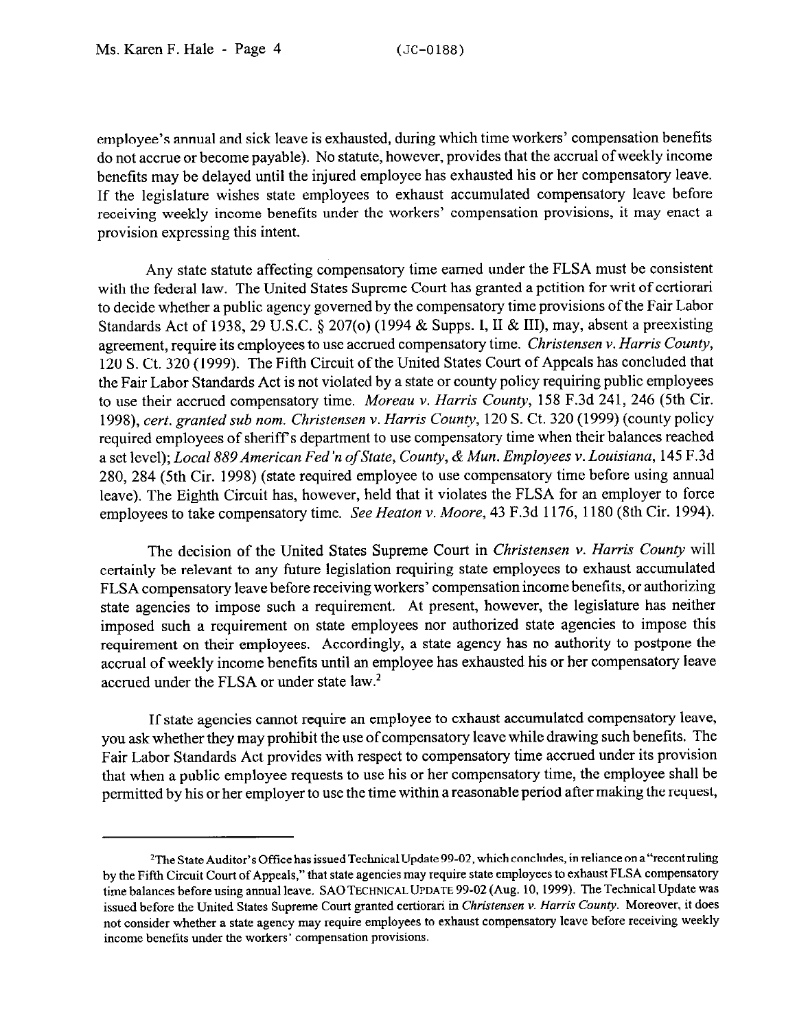employee's annual and sick leave is exhausted, during which time workers' compensation benefits do not accrue or become payable). No statute, however, provides that the accrual of weekly income benefits may be delayed until the injured employee has exhausted his or her compensatory leave. If the legislature wishes state employees to exhaust accumulated compensatory leave before receiving weekly income benefits under the workers' compensation provisions, it may enact a provision expressing this intent.

Any state statute affecting compensatory time earned under the FLSA must be consistent with the federal law. The United States Supreme Court has granted a petition for writ of certiorari to decide whether a public agency governed by the compensatory time provisions of the Fair Labor Standards Act of 1938, 29 U.S.C. § 207(o) (1994 & Supps. I, II & III), may, absent a preexisting agreement, require its employees to use accrued compensatory time. *Christensen v. Harris County*, 120 S. Ct. 320 (1999). The Fifth Circuit of the United States Court of Appeals has concluded that the Fair Labor Standards Act is not violated by a state or county policy requiring public employees to use their accrued compensatory time. *Moreau v. Harris County*, 158 F.3d 241, 246 (5th Cir. 1998), *cert. granted sub nom. Christensen v. Harris County*, 120 S. Ct. 320 (1999) (county policy required employees of sheriff's department to use compensatory time when their balances reached a set level); *Local 889 American Fed'n of State, County, & Mun. Employees v. Louisiana*, 145 F.3d 280, 284 (5th Cir. 1998) (state required employee to use compensatory time before using annual leave). The Eighth Circuit has, however, held that it violates the FLSA for an employer to force employees to take compensatory time. *See Heaton v. Moore*, 43 F.3d 1176, 1180 (8th Cir. 1994).

The decision of the United States Supreme Court in *Christensen v. Harris County* will certainly be relevant to any future legislation requiring state employees to exhaust accumulated FLSA compensatory leave before receiving workers' compensation income benefits, or authorizing state agencies to impose such a requirement. At present, however, the legislature has neither imposed such a requirement on state employees nor authorized state agencies to impose this requirement on their employees. Accordingly, a state agency has no authority to postpone the accrual of weekly income benefits until an employee has exhausted his or her compensatory leave accrued under the FLSA or under state law.[2]

If state agencies cannot require an employee to exhaust accumulated compensatory leave, you ask whether they may prohibit the use of compensatory leave while drawing such benefits. The Fair Labor Standards Act provides with respect to compensatory time accrued under its provision that when a public employee requests to use his or her compensatory time, the employee shall be permitted by his or her employer to use the time within a reasonable period after making the request,

---

[2]The State Auditor's Office has issued Technical Update 99-02, which concludes, in reliance on a "recent ruling by the Fifth Circuit Court of Appeals," that state agencies may require state employees to exhaust FLSA compensatory time balances before using annual leave. SAO TECHNICAL UPDATE 99-02 (Aug. 10, 1999). The Technical Update was issued before the United States Supreme Court granted certiorari in *Christensen v. Harris County*. Moreover, it does not consider whether a state agency may require employees to exhaust compensatory leave before receiving weekly income benefits under the workers' compensation provisions.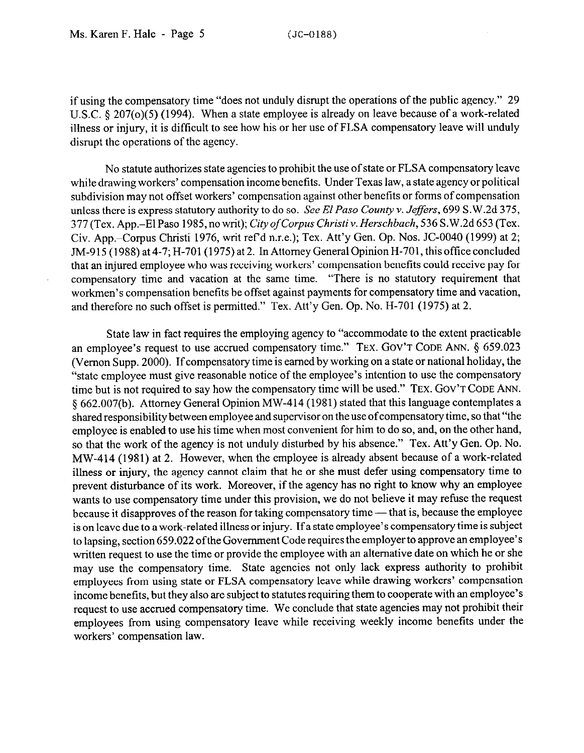if using the compensatory time "does not unduly disrupt the operations of the public agency." 29 U.S.C. § 207(o)(5) (1994). When a state employee is already on leave because of a work-related illness or injury, it is difficult to see how his or her use of FLSA compensatory leave will unduly disrupt the operations of the agency.

No statute authorizes state agencies to prohibit the use of state or FLSA compensatory leave while drawing workers' compensation income benefits. Under Texas law, a state agency or political subdivision may not offset workers' compensation against other benefits or forms of compensation unless there is express statutory authority to do so. *See El Paso County v. Jeffers*, 699 S.W.2d 375, 377 (Tex. App.–El Paso 1985, no writ); *City of Corpus Christi v. Herschbach*, 536 S.W.2d 653 (Tex. Civ. App.–Corpus Christi 1976, writ ref'd n.r.e.); Tex. Att'y Gen. Op. Nos. JC-0040 (1999) at 2; JM-915 (1988) at 4-7; H-701 (1975) at 2. In Attorney General Opinion H-701, this office concluded that an injured employee who was receiving workers' compensation benefits could receive pay for compensatory time and vacation at the same time. "There is no statutory requirement that workmen's compensation benefits be offset against payments for compensatory time and vacation, and therefore no such offset is permitted." Tex. Att'y Gen. Op. No. H-701 (1975) at 2.

State law in fact requires the employing agency to "accommodate to the extent practicable an employee's request to use accrued compensatory time." TEX. GOV'T CODE ANN. § 659.023 (Vernon Supp. 2000). If compensatory time is earned by working on a state or national holiday, the "state employee must give reasonable notice of the employee's intention to use the compensatory time but is not required to say how the compensatory time will be used." TEX. GOV'T CODE ANN. § 662.007(b). Attorney General Opinion MW-414 (1981) stated that this language contemplates a shared responsibility between employee and supervisor on the use of compensatory time, so that "the employee is enabled to use his time when most convenient for him to do so, and, on the other hand, so that the work of the agency is not unduly disturbed by his absence." Tex. Att'y Gen. Op. No. MW-414 (1981) at 2. However, when the employee is already absent because of a work-related illness or injury, the agency cannot claim that he or she must defer using compensatory time to prevent disturbance of its work. Moreover, if the agency has no right to know why an employee wants to use compensatory time under this provision, we do not believe it may refuse the request because it disapproves of the reason for taking compensatory time — that is, because the employee is on leave due to a work-related illness or injury. If a state employee's compensatory time is subject to lapsing, section 659.022 of the Government Code requires the employer to approve an employee's written request to use the time or provide the employee with an alternative date on which he or she may use the compensatory time. State agencies not only lack express authority to prohibit employees from using state or FLSA compensatory leave while drawing workers' compensation income benefits, but they also are subject to statutes requiring them to cooperate with an employee's request to use accrued compensatory time. We conclude that state agencies may not prohibit their employees from using compensatory leave while receiving weekly income benefits under the workers' compensation law.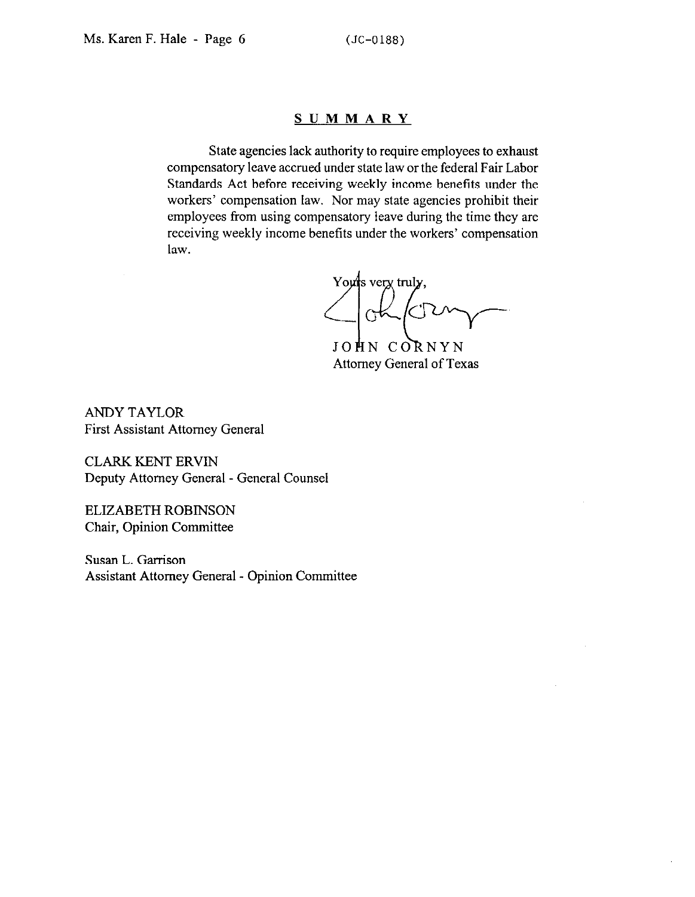## SUMMARY

State agencies lack authority to require employees to exhaust compensatory leave accrued under state law or the federal Fair Labor Standards Act before receiving weekly income benefits under the workers' compensation law. Nor may state agencies prohibit their employees from using compensatory leave during the time they are receiving weekly income benefits under the workers' compensation law.

Yours very truly,

JOHN CORNYN
Attorney General of Texas

ANDY TAYLOR
First Assistant Attorney General

CLARK KENT ERVIN
Deputy Attorney General - General Counsel

ELIZABETH ROBINSON
Chair, Opinion Committee

Susan L. Garrison
Assistant Attorney General - Opinion Committee